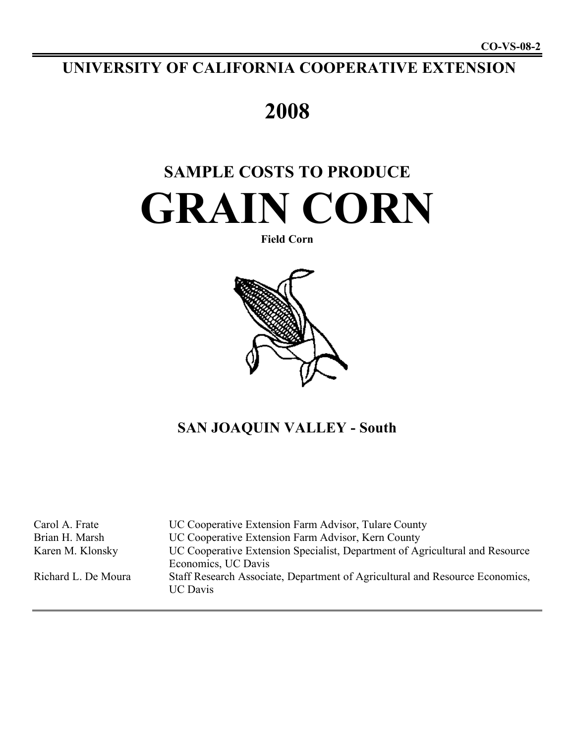CO-VS-08-2

# UNIVERSITY OF CALIFORNIA COOPERATIVE EXTENSION

# 2008

## SAMPLE COSTS TO PRODUCE

# GRAIN CORN

**Field Corn**

## SAN JOAQUIN VALLEY - South

| | |
|---|---|
| Carol A. Frate | UC Cooperative Extension Farm Advisor, Tulare County |
| Brian H. Marsh | UC Cooperative Extension Farm Advisor, Kern County |
| Karen M. Klonsky | UC Cooperative Extension Specialist, Department of Agricultural and Resource Economics, UC Davis |
| Richard L. De Moura | Staff Research Associate, Department of Agricultural and Resource Economics, UC Davis |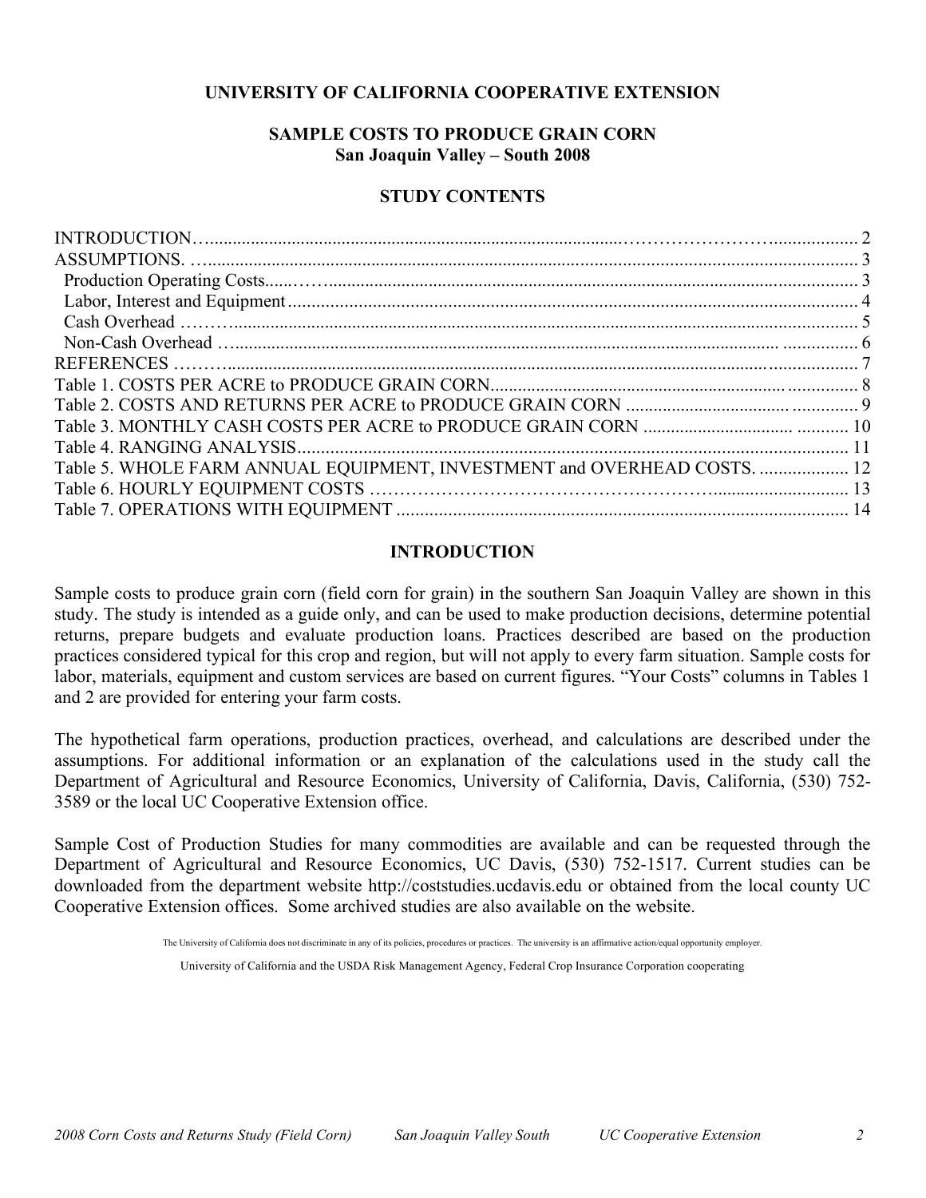**UNIVERSITY OF CALIFORNIA COOPERATIVE EXTENSION**

# SAMPLE COSTS TO PRODUCE GRAIN CORN
**San Joaquin Valley – South 2008**

## STUDY CONTENTS

| | |
|---|---|
| INTRODUCTION | 2 |
| ASSUMPTIONS. | 3 |
| Production Operating Costs | 3 |
| Labor, Interest and Equipment | 4 |
| Cash Overhead | 5 |
| Non-Cash Overhead | 6 |
| REFERENCES | 7 |
| Table 1. COSTS PER ACRE to PRODUCE GRAIN CORN | 8 |
| Table 2. COSTS AND RETURNS PER ACRE to PRODUCE GRAIN CORN | 9 |
| Table 3. MONTHLY CASH COSTS PER ACRE to PRODUCE GRAIN CORN | 10 |
| Table 4. RANGING ANALYSIS | 11 |
| Table 5. WHOLE FARM ANNUAL EQUIPMENT, INVESTMENT and OVERHEAD COSTS. | 12 |
| Table 6. HOURLY EQUIPMENT COSTS | 13 |
| Table 7. OPERATIONS WITH EQUIPMENT | 14 |

## INTRODUCTION

Sample costs to produce grain corn (field corn for grain) in the southern San Joaquin Valley are shown in this study. The study is intended as a guide only, and can be used to make production decisions, determine potential returns, prepare budgets and evaluate production loans. Practices described are based on the production practices considered typical for this crop and region, but will not apply to every farm situation. Sample costs for labor, materials, equipment and custom services are based on current figures. "Your Costs" columns in Tables 1 and 2 are provided for entering your farm costs.

The hypothetical farm operations, production practices, overhead, and calculations are described under the assumptions. For additional information or an explanation of the calculations used in the study call the Department of Agricultural and Resource Economics, University of California, Davis, California, (530) 752-3589 or the local UC Cooperative Extension office.

Sample Cost of Production Studies for many commodities are available and can be requested through the Department of Agricultural and Resource Economics, UC Davis, (530) 752-1517. Current studies can be downloaded from the department website http://coststudies.ucdavis.edu or obtained from the local county UC Cooperative Extension offices. Some archived studies are also available on the website.

The University of California does not discriminate in any of its policies, procedures or practices. The university is an affirmative action/equal opportunity employer.

University of California and the USDA Risk Management Agency, Federal Crop Insurance Corporation cooperating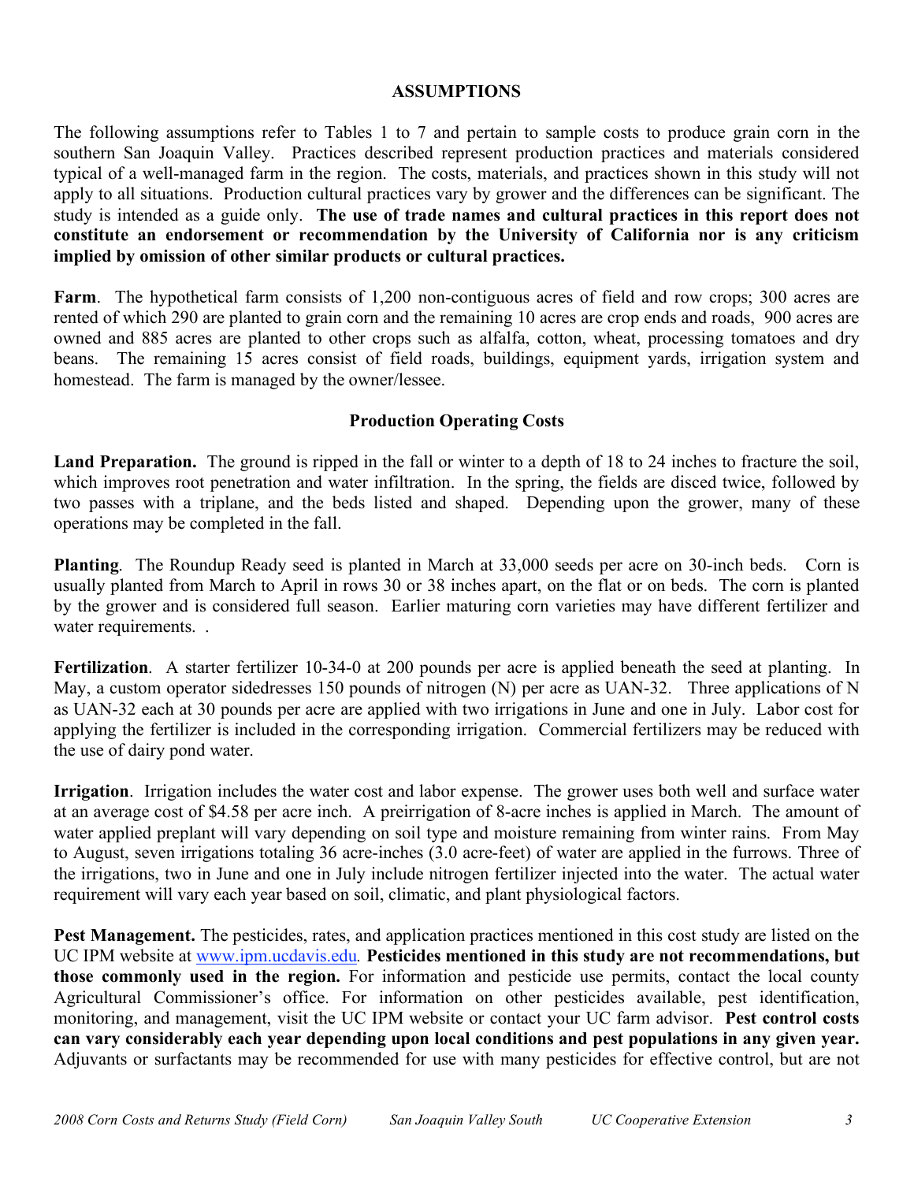## ASSUMPTIONS

The following assumptions refer to Tables 1 to 7 and pertain to sample costs to produce grain corn in the southern San Joaquin Valley. Practices described represent production practices and materials considered typical of a well-managed farm in the region. The costs, materials, and practices shown in this study will not apply to all situations. Production cultural practices vary by grower and the differences can be significant. The study is intended as a guide only. **The use of trade names and cultural practices in this report does not constitute an endorsement or recommendation by the University of California nor is any criticism implied by omission of other similar products or cultural practices.**

**Farm**. The hypothetical farm consists of 1,200 non-contiguous acres of field and row crops; 300 acres are rented of which 290 are planted to grain corn and the remaining 10 acres are crop ends and roads, 900 acres are owned and 885 acres are planted to other crops such as alfalfa, cotton, wheat, processing tomatoes and dry beans. The remaining 15 acres consist of field roads, buildings, equipment yards, irrigation system and homestead. The farm is managed by the owner/lessee.

### Production Operating Costs

**Land Preparation.** The ground is ripped in the fall or winter to a depth of 18 to 24 inches to fracture the soil, which improves root penetration and water infiltration. In the spring, the fields are disced twice, followed by two passes with a triplane, and the beds listed and shaped. Depending upon the grower, many of these operations may be completed in the fall.

**Planting**. The Roundup Ready seed is planted in March at 33,000 seeds per acre on 30-inch beds. Corn is usually planted from March to April in rows 30 or 38 inches apart, on the flat or on beds. The corn is planted by the grower and is considered full season. Earlier maturing corn varieties may have different fertilizer and water requirements. .

**Fertilization**. A starter fertilizer 10-34-0 at 200 pounds per acre is applied beneath the seed at planting. In May, a custom operator sidedresses 150 pounds of nitrogen (N) per acre as UAN-32. Three applications of N as UAN-32 each at 30 pounds per acre are applied with two irrigations in June and one in July. Labor cost for applying the fertilizer is included in the corresponding irrigation. Commercial fertilizers may be reduced with the use of dairy pond water.

**Irrigation**. Irrigation includes the water cost and labor expense. The grower uses both well and surface water at an average cost of $4.58 per acre inch. A preirrigation of 8-acre inches is applied in March. The amount of water applied preplant will vary depending on soil type and moisture remaining from winter rains. From May to August, seven irrigations totaling 36 acre-inches (3.0 acre-feet) of water are applied in the furrows. Three of the irrigations, two in June and one in July include nitrogen fertilizer injected into the water. The actual water requirement will vary each year based on soil, climatic, and plant physiological factors.

**Pest Management.** The pesticides, rates, and application practices mentioned in this cost study are listed on the UC IPM website at www.ipm.ucdavis.edu. **Pesticides mentioned in this study are not recommendations, but those commonly used in the region.** For information and pesticide use permits, contact the local county Agricultural Commissioner's office. For information on other pesticides available, pest identification, monitoring, and management, visit the UC IPM website or contact your UC farm advisor. **Pest control costs can vary considerably each year depending upon local conditions and pest populations in any given year.** Adjuvants or surfactants may be recommended for use with many pesticides for effective control, but are not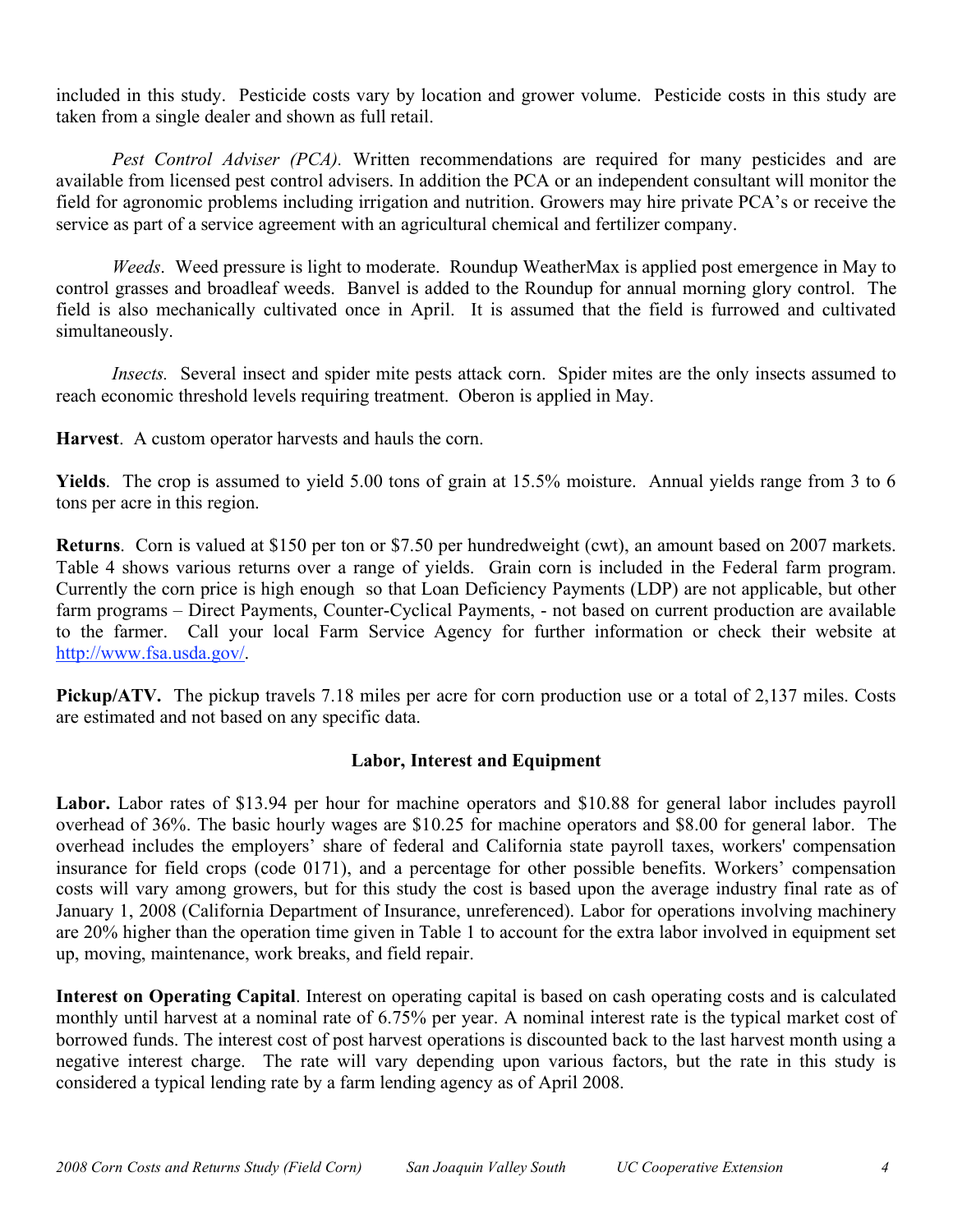included in this study. Pesticide costs vary by location and grower volume. Pesticide costs in this study are taken from a single dealer and shown as full retail.

*Pest Control Adviser (PCA).* Written recommendations are required for many pesticides and are available from licensed pest control advisers. In addition the PCA or an independent consultant will monitor the field for agronomic problems including irrigation and nutrition. Growers may hire private PCA's or receive the service as part of a service agreement with an agricultural chemical and fertilizer company.

*Weeds*. Weed pressure is light to moderate. Roundup WeatherMax is applied post emergence in May to control grasses and broadleaf weeds. Banvel is added to the Roundup for annual morning glory control. The field is also mechanically cultivated once in April. It is assumed that the field is furrowed and cultivated simultaneously.

*Insects.* Several insect and spider mite pests attack corn. Spider mites are the only insects assumed to reach economic threshold levels requiring treatment. Oberon is applied in May.

**Harvest**. A custom operator harvests and hauls the corn.

**Yields**. The crop is assumed to yield 5.00 tons of grain at 15.5% moisture. Annual yields range from 3 to 6 tons per acre in this region.

**Returns**. Corn is valued at $150 per ton or $7.50 per hundredweight (cwt), an amount based on 2007 markets. Table 4 shows various returns over a range of yields. Grain corn is included in the Federal farm program. Currently the corn price is high enough so that Loan Deficiency Payments (LDP) are not applicable, but other farm programs – Direct Payments, Counter-Cyclical Payments, - not based on current production are available to the farmer. Call your local Farm Service Agency for further information or check their website at http://www.fsa.usda.gov/.

**Pickup/ATV.** The pickup travels 7.18 miles per acre for corn production use or a total of 2,137 miles. Costs are estimated and not based on any specific data.

## Labor, Interest and Equipment

**Labor.** Labor rates of $13.94 per hour for machine operators and $10.88 for general labor includes payroll overhead of 36%. The basic hourly wages are $10.25 for machine operators and $8.00 for general labor. The overhead includes the employers' share of federal and California state payroll taxes, workers' compensation insurance for field crops (code 0171), and a percentage for other possible benefits. Workers' compensation costs will vary among growers, but for this study the cost is based upon the average industry final rate as of January 1, 2008 (California Department of Insurance, unreferenced). Labor for operations involving machinery are 20% higher than the operation time given in Table 1 to account for the extra labor involved in equipment set up, moving, maintenance, work breaks, and field repair.

**Interest on Operating Capital**. Interest on operating capital is based on cash operating costs and is calculated monthly until harvest at a nominal rate of 6.75% per year. A nominal interest rate is the typical market cost of borrowed funds. The interest cost of post harvest operations is discounted back to the last harvest month using a negative interest charge. The rate will vary depending upon various factors, but the rate in this study is considered a typical lending rate by a farm lending agency as of April 2008.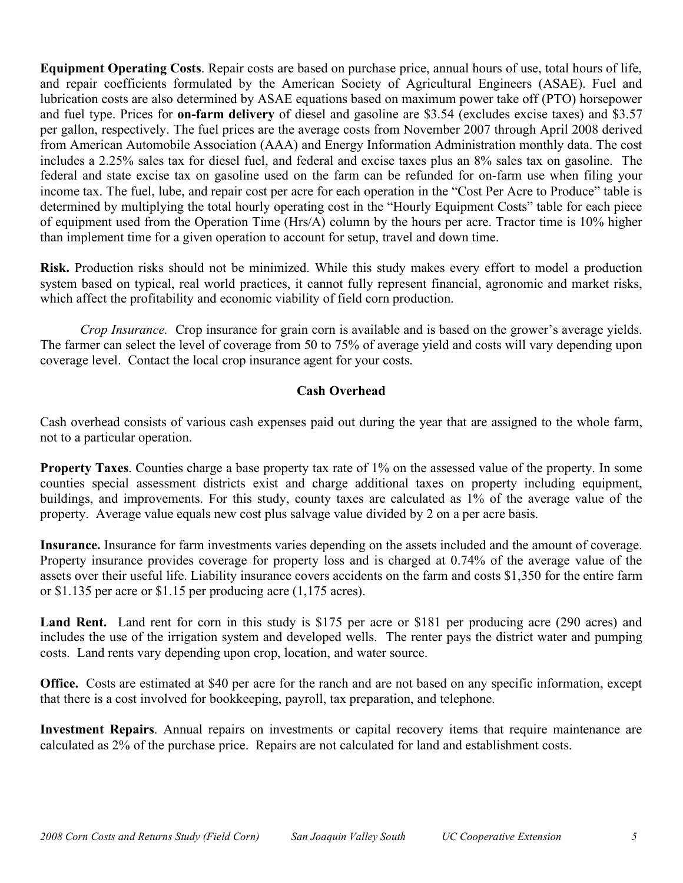**Equipment Operating Costs**. Repair costs are based on purchase price, annual hours of use, total hours of life, and repair coefficients formulated by the American Society of Agricultural Engineers (ASAE). Fuel and lubrication costs are also determined by ASAE equations based on maximum power take off (PTO) horsepower and fuel type. Prices for **on-farm delivery** of diesel and gasoline are $3.54 (excludes excise taxes) and $3.57 per gallon, respectively. The fuel prices are the average costs from November 2007 through April 2008 derived from American Automobile Association (AAA) and Energy Information Administration monthly data. The cost includes a 2.25% sales tax for diesel fuel, and federal and excise taxes plus an 8% sales tax on gasoline. The federal and state excise tax on gasoline used on the farm can be refunded for on-farm use when filing your income tax. The fuel, lube, and repair cost per acre for each operation in the "Cost Per Acre to Produce" table is determined by multiplying the total hourly operating cost in the "Hourly Equipment Costs" table for each piece of equipment used from the Operation Time (Hrs/A) column by the hours per acre. Tractor time is 10% higher than implement time for a given operation to account for setup, travel and down time.

**Risk.** Production risks should not be minimized. While this study makes every effort to model a production system based on typical, real world practices, it cannot fully represent financial, agronomic and market risks, which affect the profitability and economic viability of field corn production.

*Crop Insurance.* Crop insurance for grain corn is available and is based on the grower's average yields. The farmer can select the level of coverage from 50 to 75% of average yield and costs will vary depending upon coverage level. Contact the local crop insurance agent for your costs.

## Cash Overhead

Cash overhead consists of various cash expenses paid out during the year that are assigned to the whole farm, not to a particular operation.

**Property Taxes**. Counties charge a base property tax rate of 1% on the assessed value of the property. In some counties special assessment districts exist and charge additional taxes on property including equipment, buildings, and improvements. For this study, county taxes are calculated as 1% of the average value of the property. Average value equals new cost plus salvage value divided by 2 on a per acre basis.

**Insurance.** Insurance for farm investments varies depending on the assets included and the amount of coverage. Property insurance provides coverage for property loss and is charged at 0.74% of the average value of the assets over their useful life. Liability insurance covers accidents on the farm and costs $1,350 for the entire farm or $1.135 per acre or $1.15 per producing acre (1,175 acres).

**Land Rent.** Land rent for corn in this study is $175 per acre or $181 per producing acre (290 acres) and includes the use of the irrigation system and developed wells. The renter pays the district water and pumping costs. Land rents vary depending upon crop, location, and water source.

**Office.** Costs are estimated at $40 per acre for the ranch and are not based on any specific information, except that there is a cost involved for bookkeeping, payroll, tax preparation, and telephone.

**Investment Repairs**. Annual repairs on investments or capital recovery items that require maintenance are calculated as 2% of the purchase price. Repairs are not calculated for land and establishment costs.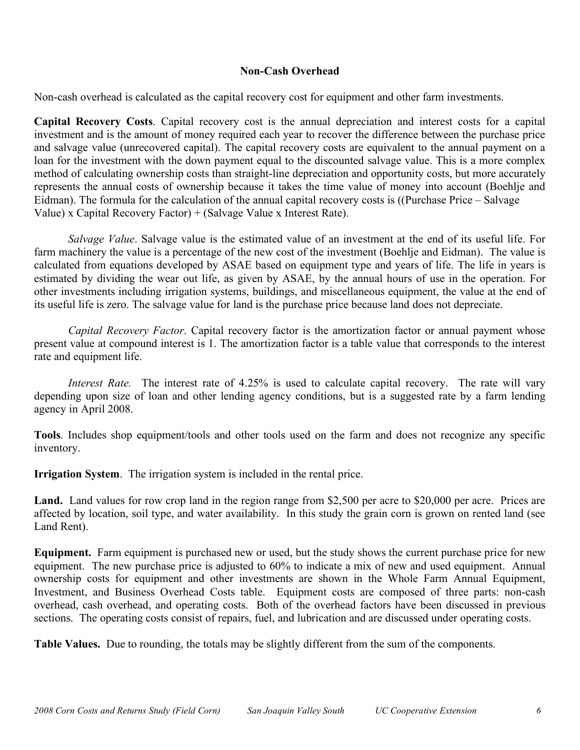## Non-Cash Overhead

Non-cash overhead is calculated as the capital recovery cost for equipment and other farm investments.

**Capital Recovery Costs**. Capital recovery cost is the annual depreciation and interest costs for a capital investment and is the amount of money required each year to recover the difference between the purchase price and salvage value (unrecovered capital). The capital recovery costs are equivalent to the annual payment on a loan for the investment with the down payment equal to the discounted salvage value. This is a more complex method of calculating ownership costs than straight-line depreciation and opportunity costs, but more accurately represents the annual costs of ownership because it takes the time value of money into account (Boehlje and Eidman). The formula for the calculation of the annual capital recovery costs is ((Purchase Price – Salvage Value) x Capital Recovery Factor) + (Salvage Value x Interest Rate).

*Salvage Value*. Salvage value is the estimated value of an investment at the end of its useful life. For farm machinery the value is a percentage of the new cost of the investment (Boehlje and Eidman). The value is calculated from equations developed by ASAE based on equipment type and years of life. The life in years is estimated by dividing the wear out life, as given by ASAE, by the annual hours of use in the operation. For other investments including irrigation systems, buildings, and miscellaneous equipment, the value at the end of its useful life is zero. The salvage value for land is the purchase price because land does not depreciate.

*Capital Recovery Factor*. Capital recovery factor is the amortization factor or annual payment whose present value at compound interest is 1. The amortization factor is a table value that corresponds to the interest rate and equipment life.

*Interest Rate.* The interest rate of 4.25% is used to calculate capital recovery. The rate will vary depending upon size of loan and other lending agency conditions, but is a suggested rate by a farm lending agency in April 2008.

**Tools**. Includes shop equipment/tools and other tools used on the farm and does not recognize any specific inventory.

**Irrigation System**. The irrigation system is included in the rental price.

**Land.** Land values for row crop land in the region range from $2,500 per acre to $20,000 per acre. Prices are affected by location, soil type, and water availability. In this study the grain corn is grown on rented land (see Land Rent).

**Equipment.** Farm equipment is purchased new or used, but the study shows the current purchase price for new equipment. The new purchase price is adjusted to 60% to indicate a mix of new and used equipment. Annual ownership costs for equipment and other investments are shown in the Whole Farm Annual Equipment, Investment, and Business Overhead Costs table. Equipment costs are composed of three parts: non-cash overhead, cash overhead, and operating costs. Both of the overhead factors have been discussed in previous sections. The operating costs consist of repairs, fuel, and lubrication and are discussed under operating costs.

**Table Values.** Due to rounding, the totals may be slightly different from the sum of the components.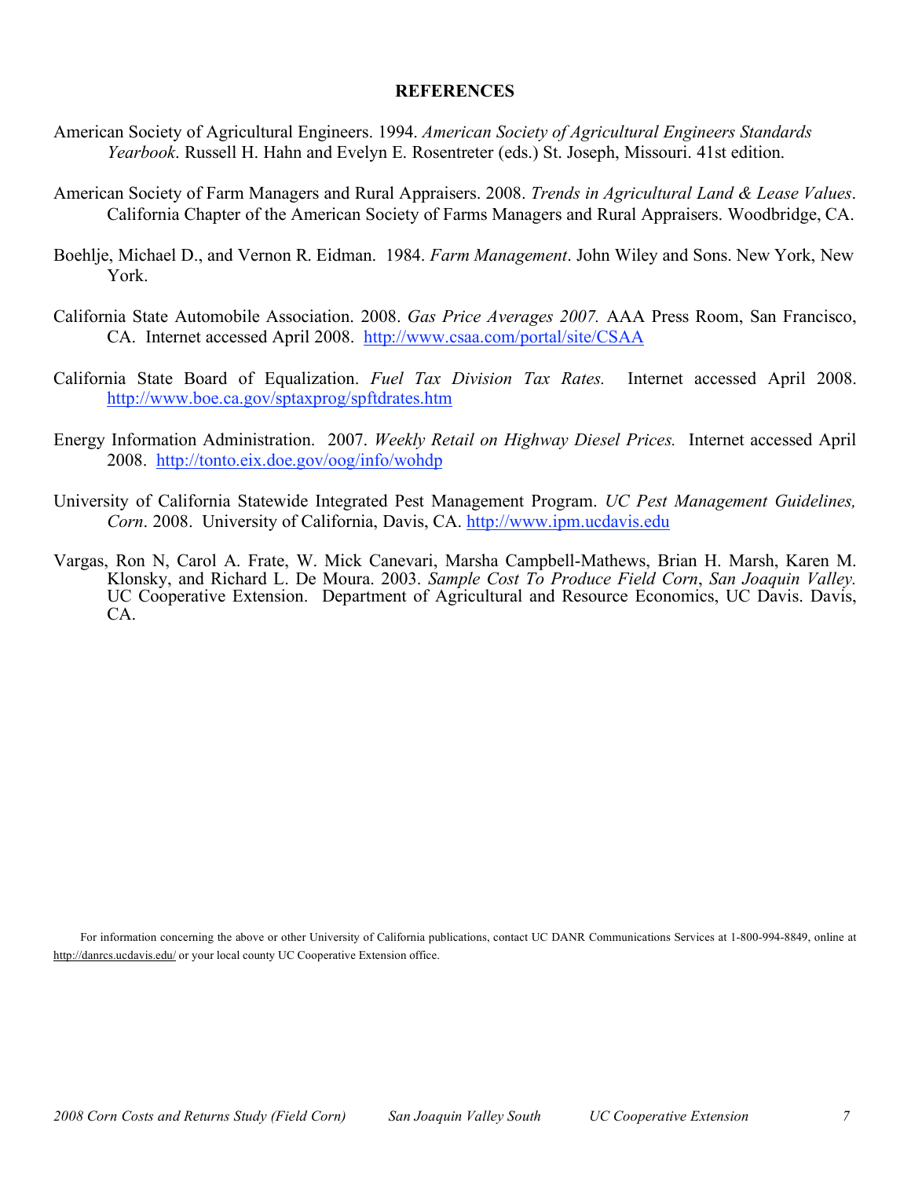# REFERENCES

American Society of Agricultural Engineers. 1994. *American Society of Agricultural Engineers Standards Yearbook*. Russell H. Hahn and Evelyn E. Rosentreter (eds.) St. Joseph, Missouri. 41st edition.

American Society of Farm Managers and Rural Appraisers. 2008. *Trends in Agricultural Land & Lease Values*. California Chapter of the American Society of Farms Managers and Rural Appraisers. Woodbridge, CA.

Boehlje, Michael D., and Vernon R. Eidman. 1984. *Farm Management*. John Wiley and Sons. New York, New York.

California State Automobile Association. 2008. *Gas Price Averages 2007.* AAA Press Room, San Francisco, CA. Internet accessed April 2008. http://www.csaa.com/portal/site/CSAA

California State Board of Equalization. *Fuel Tax Division Tax Rates.* Internet accessed April 2008. http://www.boe.ca.gov/sptaxprog/spftdrates.htm

Energy Information Administration. 2007. *Weekly Retail on Highway Diesel Prices.* Internet accessed April 2008. http://tonto.eix.doe.gov/oog/info/wohdp

University of California Statewide Integrated Pest Management Program. *UC Pest Management Guidelines, Corn*. 2008. University of California, Davis, CA. http://www.ipm.ucdavis.edu

Vargas, Ron N, Carol A. Frate, W. Mick Canevari, Marsha Campbell-Mathews, Brian H. Marsh, Karen M. Klonsky, and Richard L. De Moura. 2003. *Sample Cost To Produce Field Corn*, *San Joaquin Valley.* UC Cooperative Extension. Department of Agricultural and Resource Economics, UC Davis. Davis, CA.

For information concerning the above or other University of California publications, contact UC DANR Communications Services at 1-800-994-8849, online at http://danrcs.ucdavis.edu/ or your local county UC Cooperative Extension office.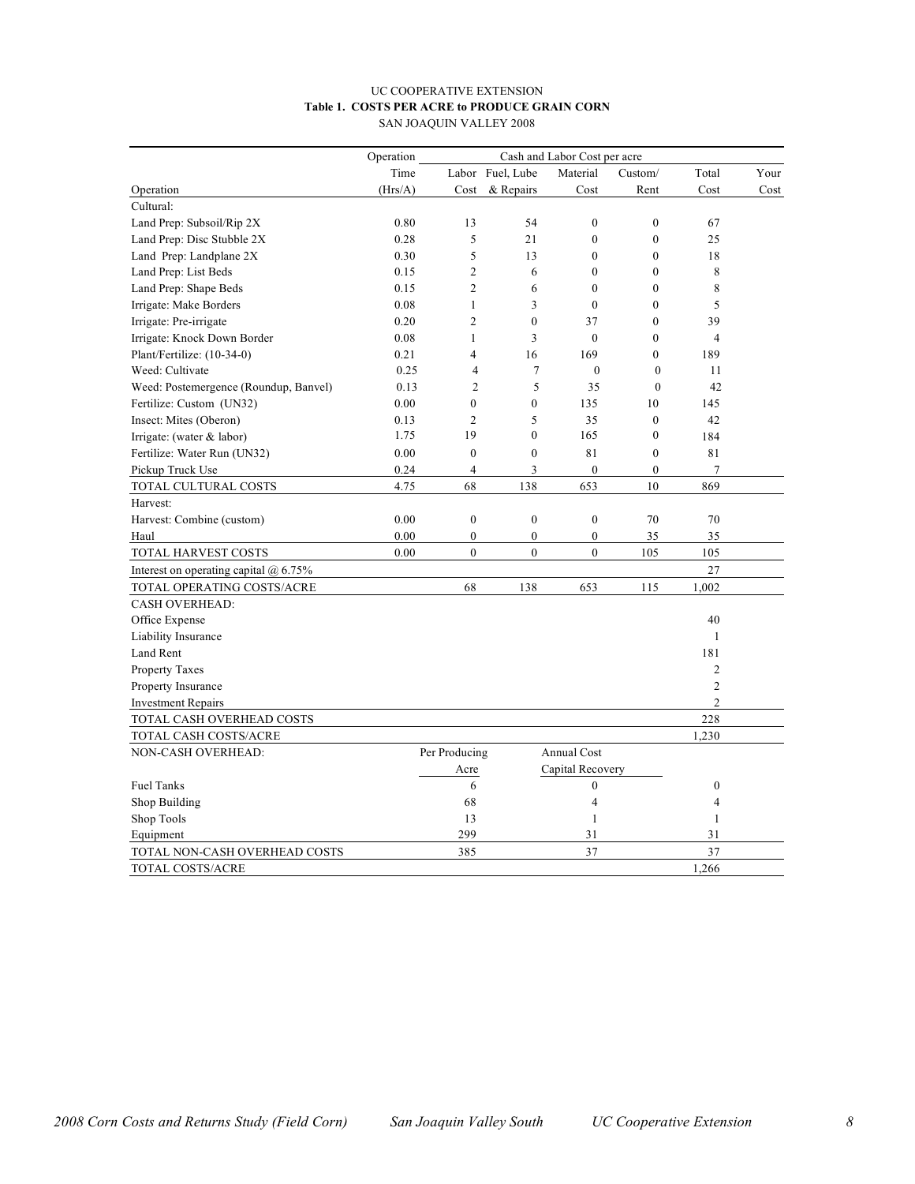UC COOPERATIVE EXTENSION

**Table 1. COSTS PER ACRE to PRODUCE GRAIN CORN**

SAN JOAQUIN VALLEY 2008

| Operation | Operation Time (Hrs/A) | Cash and Labor Cost per acre: Labor Cost | Fuel, Lube & Repairs | Material Cost | Custom/ Rent | Total Cost | Your Cost |
|---|---|---|---|---|---|---|---|
| Cultural: | | | | | | | |
| Land Prep: Subsoil/Rip 2X | 0.80 | 13 | 54 | 0 | 0 | 67 | |
| Land Prep: Disc Stubble 2X | 0.28 | 5 | 21 | 0 | 0 | 25 | |
| Land Prep: Landplane 2X | 0.30 | 5 | 13 | 0 | 0 | 18 | |
| Land Prep: List Beds | 0.15 | 2 | 6 | 0 | 0 | 8 | |
| Land Prep: Shape Beds | 0.15 | 2 | 6 | 0 | 0 | 8 | |
| Irrigate: Make Borders | 0.08 | 1 | 3 | 0 | 0 | 5 | |
| Irrigate: Pre-irrigate | 0.20 | 2 | 0 | 37 | 0 | 39 | |
| Irrigate: Knock Down Border | 0.08 | 1 | 3 | 0 | 0 | 4 | |
| Plant/Fertilize: (10-34-0) | 0.21 | 4 | 16 | 169 | 0 | 189 | |
| Weed: Cultivate | 0.25 | 4 | 7 | 0 | 0 | 11 | |
| Weed: Postemergence (Roundup, Banvel) | 0.13 | 2 | 5 | 35 | 0 | 42 | |
| Fertilize: Custom (UN32) | 0.00 | 0 | 0 | 135 | 10 | 145 | |
| Insect: Mites (Oberon) | 0.13 | 2 | 5 | 35 | 0 | 42 | |
| Irrigate: (water & labor) | 1.75 | 19 | 0 | 165 | 0 | 184 | |
| Fertilize: Water Run (UN32) | 0.00 | 0 | 0 | 81 | 0 | 81 | |
| Pickup Truck Use | 0.24 | 4 | 3 | 0 | 0 | 7 | |
| TOTAL CULTURAL COSTS | 4.75 | 68 | 138 | 653 | 10 | 869 | |
| Harvest: | | | | | | | |
| Harvest: Combine (custom) | 0.00 | 0 | 0 | 0 | 70 | 70 | |
| Haul | 0.00 | 0 | 0 | 0 | 35 | 35 | |
| TOTAL HARVEST COSTS | 0.00 | 0 | 0 | 0 | 105 | 105 | |
| Interest on operating capital @ 6.75% | | | | | | 27 | |
| TOTAL OPERATING COSTS/ACRE | | 68 | 138 | 653 | 115 | 1,002 | |
| CASH OVERHEAD: | | | | | | | |
| Office Expense | | | | | | 40 | |
| Liability Insurance | | | | | | 1 | |
| Land Rent | | | | | | 181 | |
| Property Taxes | | | | | | 2 | |
| Property Insurance | | | | | | 2 | |
| Investment Repairs | | | | | | 2 | |
| TOTAL CASH OVERHEAD COSTS | | | | | | 228 | |
| TOTAL CASH COSTS/ACRE | | | | | | 1,230 | |
| NON-CASH OVERHEAD: | | Per Producing Acre | | Annual Cost Capital Recovery | | | |
| Fuel Tanks | | 6 | | 0 | | 0 | |
| Shop Building | | 68 | | 4 | | 4 | |
| Shop Tools | | 13 | | 1 | | 1 | |
| Equipment | | 299 | | 31 | | 31 | |
| TOTAL NON-CASH OVERHEAD COSTS | | 385 | | 37 | | 37 | |
| TOTAL COSTS/ACRE | | | | | | 1,266 | |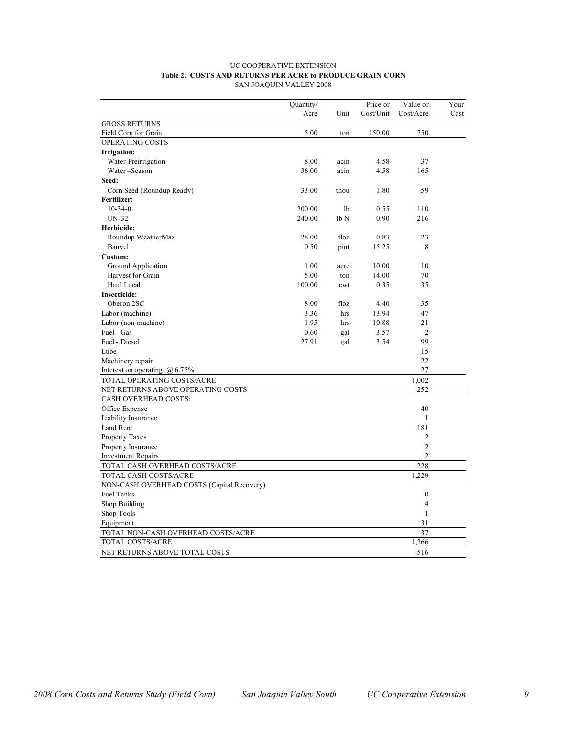UC COOPERATIVE EXTENSION

**Table 2. COSTS AND RETURNS PER ACRE to PRODUCE GRAIN CORN**

SAN JOAQUIN VALLEY 2008

| | Quantity/ Acre | Unit | Price or Cost/Unit | Value or Cost/Acre | Your Cost |
|---|---|---|---|---|---|
| GROSS RETURNS | | | | | |
| Field Corn for Grain | 5.00 | ton | 150.00 | 750 | |
| OPERATING COSTS | | | | | |
| **Irrigation:** | | | | | |
| Water-Preirrigation | 8.00 | acin | 4.58 | 37 | |
| Water –Season | 36.00 | acin | 4.58 | 165 | |
| **Seed:** | | | | | |
| Corn Seed (Roundup Ready) | 33.00 | thou | 1.80 | 59 | |
| **Fertilizer:** | | | | | |
| 10-34-0 | 200.00 | lb | 0.55 | 110 | |
| UN-32 | 240.00 | lb N | 0.90 | 216 | |
| **Herbicide:** | | | | | |
| Roundup WeatherMax | 28.00 | floz | 0.83 | 23 | |
| Banvel | 0.50 | pint | 15.25 | 8 | |
| **Custom:** | | | | | |
| Ground Application | 1.00 | acre | 10.00 | 10 | |
| Harvest for Grain | 5.00 | ton | 14.00 | 70 | |
| Haul Local | 100.00 | cwt | 0.35 | 35 | |
| **Insecticide:** | | | | | |
| Oberon 2SC | 8.00 | floz | 4.40 | 35 | |
| Labor (machine) | 3.36 | hrs | 13.94 | 47 | |
| Labor (non-machine) | 1.95 | hrs | 10.88 | 21 | |
| Fuel - Gas | 0.60 | gal | 3.57 | 2 | |
| Fuel - Diesel | 27.91 | gal | 3.54 | 99 | |
| Lube | | | | 15 | |
| Machinery repair | | | | 22 | |
| Interest on operating @ 6.75% | | | | 27 | |
| TOTAL OPERATING COSTS/ACRE | | | | 1,002 | |
| NET RETURNS ABOVE OPERATING COSTS | | | | -252 | |
| CASH OVERHEAD COSTS: | | | | | |
| Office Expense | | | | 40 | |
| Liability Insurance | | | | 1 | |
| Land Rent | | | | 181 | |
| Property Taxes | | | | 2 | |
| Property Insurance | | | | 2 | |
| Investment Repairs | | | | 2 | |
| TOTAL CASH OVERHEAD COSTS/ACRE | | | | 228 | |
| TOTAL CASH COSTS/ACRE | | | | 1,229 | |
| NON-CASH OVERHEAD COSTS (Capital Recovery) | | | | | |
| Fuel Tanks | | | | 0 | |
| Shop Building | | | | 4 | |
| Shop Tools | | | | 1 | |
| Equipment | | | | 31 | |
| TOTAL NON-CASH OVERHEAD COSTS/ACRE | | | | 37 | |
| TOTAL COSTS/ACRE | | | | 1,266 | |
| NET RETURNS ABOVE TOTAL COSTS | | | | -516 | |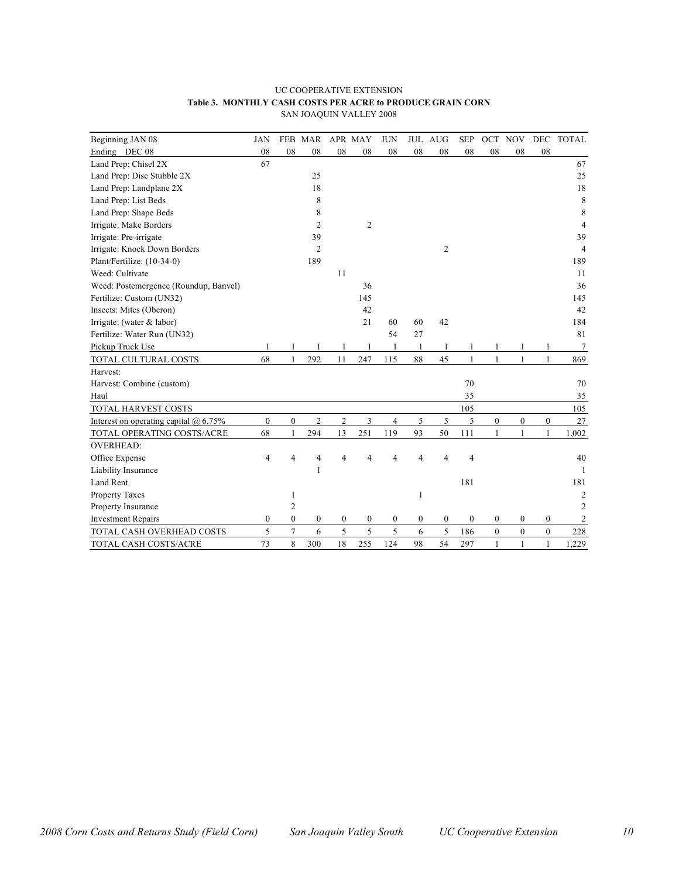UC COOPERATIVE EXTENSION

**Table 3. MONTHLY CASH COSTS PER ACRE to PRODUCE GRAIN CORN**

SAN JOAQUIN VALLEY 2008

| Beginning JAN 08 | JAN | FEB | MAR | APR | MAY | JUN | JUL | AUG | SEP | OCT | NOV | DEC | TOTAL |
|---|---|---|---|---|---|---|---|---|---|---|---|---|---|
| Ending DEC 08 | 08 | 08 | 08 | 08 | 08 | 08 | 08 | 08 | 08 | 08 | 08 | 08 | |
| Land Prep: Chisel 2X | 67 | | | | | | | | | | | | 67 |
| Land Prep: Disc Stubble 2X | | | 25 | | | | | | | | | | 25 |
| Land Prep: Landplane 2X | | | 18 | | | | | | | | | | 18 |
| Land Prep: List Beds | | | 8 | | | | | | | | | | 8 |
| Land Prep: Shape Beds | | | 8 | | | | | | | | | | 8 |
| Irrigate: Make Borders | | | 2 | | 2 | | | | | | | | 4 |
| Irrigate: Pre-irrigate | | | 39 | | | | | | | | | | 39 |
| Irrigate: Knock Down Borders | | | 2 | | | | | 2 | | | | | 4 |
| Plant/Fertilize: (10-34-0) | | | 189 | | | | | | | | | | 189 |
| Weed: Cultivate | | | | 11 | | | | | | | | | 11 |
| Weed: Postemergence (Roundup, Banvel) | | | | | 36 | | | | | | | | 36 |
| Fertilize: Custom (UN32) | | | | | 145 | | | | | | | | 145 |
| Insects: Mites (Oberon) | | | | | 42 | | | | | | | | 42 |
| Irrigate: (water & labor) | | | | | 21 | 60 | 60 | 42 | | | | | 184 |
| Fertilize: Water Run (UN32) | | | | | | 54 | 27 | | | | | | 81 |
| Pickup Truck Use | 1 | 1 | 1 | 1 | 1 | 1 | 1 | 1 | 1 | 1 | 1 | 1 | 7 |
| TOTAL CULTURAL COSTS | 68 | 1 | 292 | 11 | 247 | 115 | 88 | 45 | 1 | 1 | 1 | 1 | 869 |
| Harvest: | | | | | | | | | | | | | |
| Harvest: Combine (custom) | | | | | | | | | 70 | | | | 70 |
| Haul | | | | | | | | | 35 | | | | 35 |
| TOTAL HARVEST COSTS | | | | | | | | | 105 | | | | 105 |
| Interest on operating capital @ 6.75% | 0 | 0 | 2 | 2 | 3 | 4 | 5 | 5 | 5 | 0 | 0 | 0 | 27 |
| TOTAL OPERATING COSTS/ACRE | 68 | 1 | 294 | 13 | 251 | 119 | 93 | 50 | 111 | 1 | 1 | 1 | 1,002 |
| OVERHEAD: | | | | | | | | | | | | | |
| Office Expense | 4 | 4 | 4 | 4 | 4 | 4 | 4 | 4 | 4 | | | | 40 |
| Liability Insurance | | | 1 | | | | | | | | | | 1 |
| Land Rent | | | | | | | | | 181 | | | | 181 |
| Property Taxes | | 1 | | | | | 1 | | | | | | 2 |
| Property Insurance | | 2 | | | | | | | | | | | 2 |
| Investment Repairs | 0 | 0 | 0 | 0 | 0 | 0 | 0 | 0 | 0 | 0 | 0 | 0 | 2 |
| TOTAL CASH OVERHEAD COSTS | 5 | 7 | 6 | 5 | 5 | 5 | 6 | 5 | 186 | 0 | 0 | 0 | 228 |
| TOTAL CASH COSTS/ACRE | 73 | 8 | 300 | 18 | 255 | 124 | 98 | 54 | 297 | 1 | 1 | 1 | 1,229 |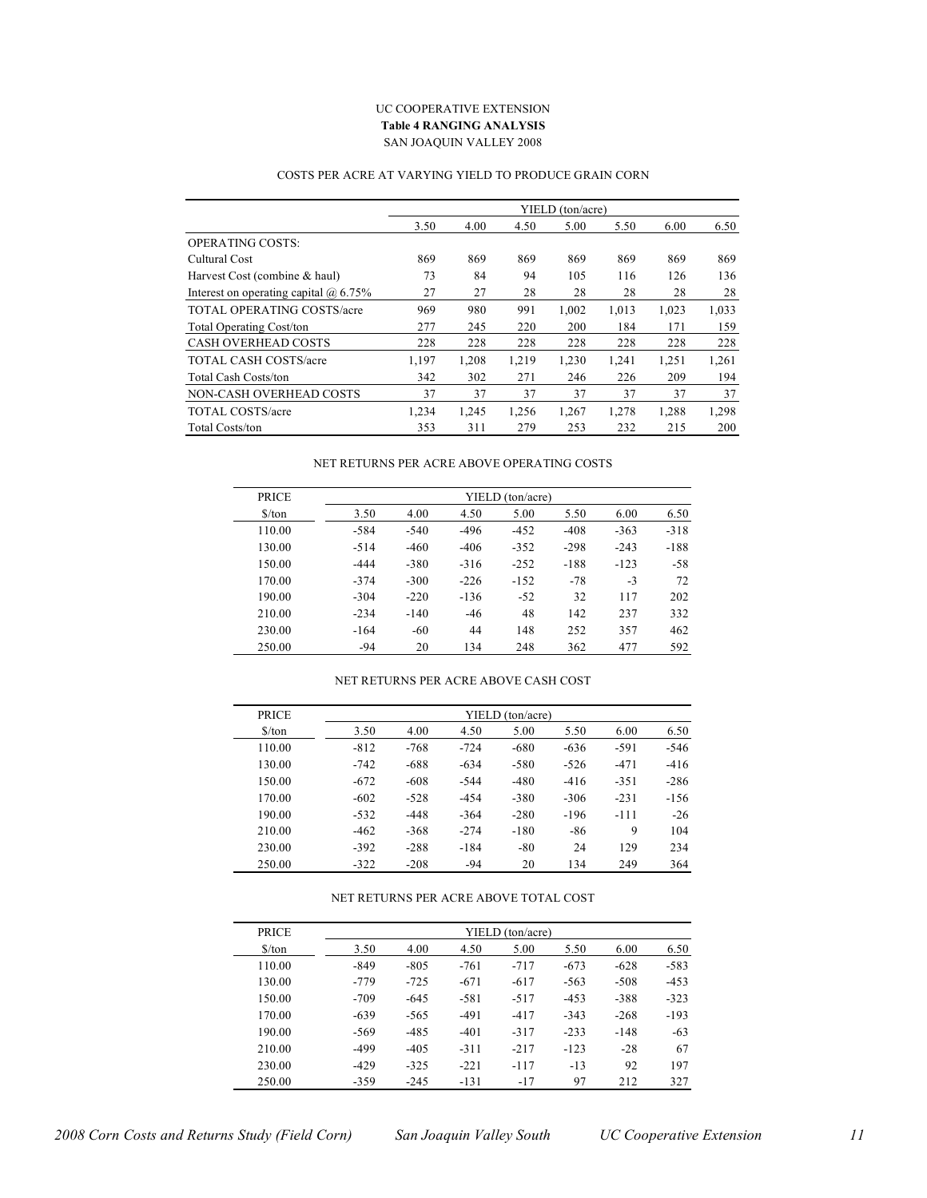UC COOPERATIVE EXTENSION

**Table 4 RANGING ANALYSIS**

SAN JOAQUIN VALLEY 2008

COSTS PER ACRE AT VARYING YIELD TO PRODUCE GRAIN CORN

| | YIELD (ton/acre) | | | | | | |
|---|---|---|---|---|---|---|---|
| | 3.50 | 4.00 | 4.50 | 5.00 | 5.50 | 6.00 | 6.50 |
| OPERATING COSTS: | | | | | | | |
| Cultural Cost | 869 | 869 | 869 | 869 | 869 | 869 | 869 |
| Harvest Cost (combine & haul) | 73 | 84 | 94 | 105 | 116 | 126 | 136 |
| Interest on operating capital @ 6.75% | 27 | 27 | 28 | 28 | 28 | 28 | 28 |
| TOTAL OPERATING COSTS/acre | 969 | 980 | 991 | 1,002 | 1,013 | 1,023 | 1,033 |
| Total Operating Cost/ton | 277 | 245 | 220 | 200 | 184 | 171 | 159 |
| CASH OVERHEAD COSTS | 228 | 228 | 228 | 228 | 228 | 228 | 228 |
| TOTAL CASH COSTS/acre | 1,197 | 1,208 | 1,219 | 1,230 | 1,241 | 1,251 | 1,261 |
| Total Cash Costs/ton | 342 | 302 | 271 | 246 | 226 | 209 | 194 |
| NON-CASH OVERHEAD COSTS | 37 | 37 | 37 | 37 | 37 | 37 | 37 |
| TOTAL COSTS/acre | 1,234 | 1,245 | 1,256 | 1,267 | 1,278 | 1,288 | 1,298 |
| Total Costs/ton | 353 | 311 | 279 | 253 | 232 | 215 | 200 |

NET RETURNS PER ACRE ABOVE OPERATING COSTS

| PRICE | YIELD (ton/acre) | | | | | | |
|---|---|---|---|---|---|---|---|
| $/ton | 3.50 | 4.00 | 4.50 | 5.00 | 5.50 | 6.00 | 6.50 |
| 110.00 | -584 | -540 | -496 | -452 | -408 | -363 | -318 |
| 130.00 | -514 | -460 | -406 | -352 | -298 | -243 | -188 |
| 150.00 | -444 | -380 | -316 | -252 | -188 | -123 | -58 |
| 170.00 | -374 | -300 | -226 | -152 | -78 | -3 | 72 |
| 190.00 | -304 | -220 | -136 | -52 | 32 | 117 | 202 |
| 210.00 | -234 | -140 | -46 | 48 | 142 | 237 | 332 |
| 230.00 | -164 | -60 | 44 | 148 | 252 | 357 | 462 |
| 250.00 | -94 | 20 | 134 | 248 | 362 | 477 | 592 |

NET RETURNS PER ACRE ABOVE CASH COST

| PRICE | YIELD (ton/acre) | | | | | | |
|---|---|---|---|---|---|---|---|
| $/ton | 3.50 | 4.00 | 4.50 | 5.00 | 5.50 | 6.00 | 6.50 |
| 110.00 | -812 | -768 | -724 | -680 | -636 | -591 | -546 |
| 130.00 | -742 | -688 | -634 | -580 | -526 | -471 | -416 |
| 150.00 | -672 | -608 | -544 | -480 | -416 | -351 | -286 |
| 170.00 | -602 | -528 | -454 | -380 | -306 | -231 | -156 |
| 190.00 | -532 | -448 | -364 | -280 | -196 | -111 | -26 |
| 210.00 | -462 | -368 | -274 | -180 | -86 | 9 | 104 |
| 230.00 | -392 | -288 | -184 | -80 | 24 | 129 | 234 |
| 250.00 | -322 | -208 | -94 | 20 | 134 | 249 | 364 |

NET RETURNS PER ACRE ABOVE TOTAL COST

| PRICE | YIELD (ton/acre) | | | | | | |
|---|---|---|---|---|---|---|---|
| $/ton | 3.50 | 4.00 | 4.50 | 5.00 | 5.50 | 6.00 | 6.50 |
| 110.00 | -849 | -805 | -761 | -717 | -673 | -628 | -583 |
| 130.00 | -779 | -725 | -671 | -617 | -563 | -508 | -453 |
| 150.00 | -709 | -645 | -581 | -517 | -453 | -388 | -323 |
| 170.00 | -639 | -565 | -491 | -417 | -343 | -268 | -193 |
| 190.00 | -569 | -485 | -401 | -317 | -233 | -148 | -63 |
| 210.00 | -499 | -405 | -311 | -217 | -123 | -28 | 67 |
| 230.00 | -429 | -325 | -221 | -117 | -13 | 92 | 197 |
| 250.00 | -359 | -245 | -131 | -17 | 97 | 212 | 327 |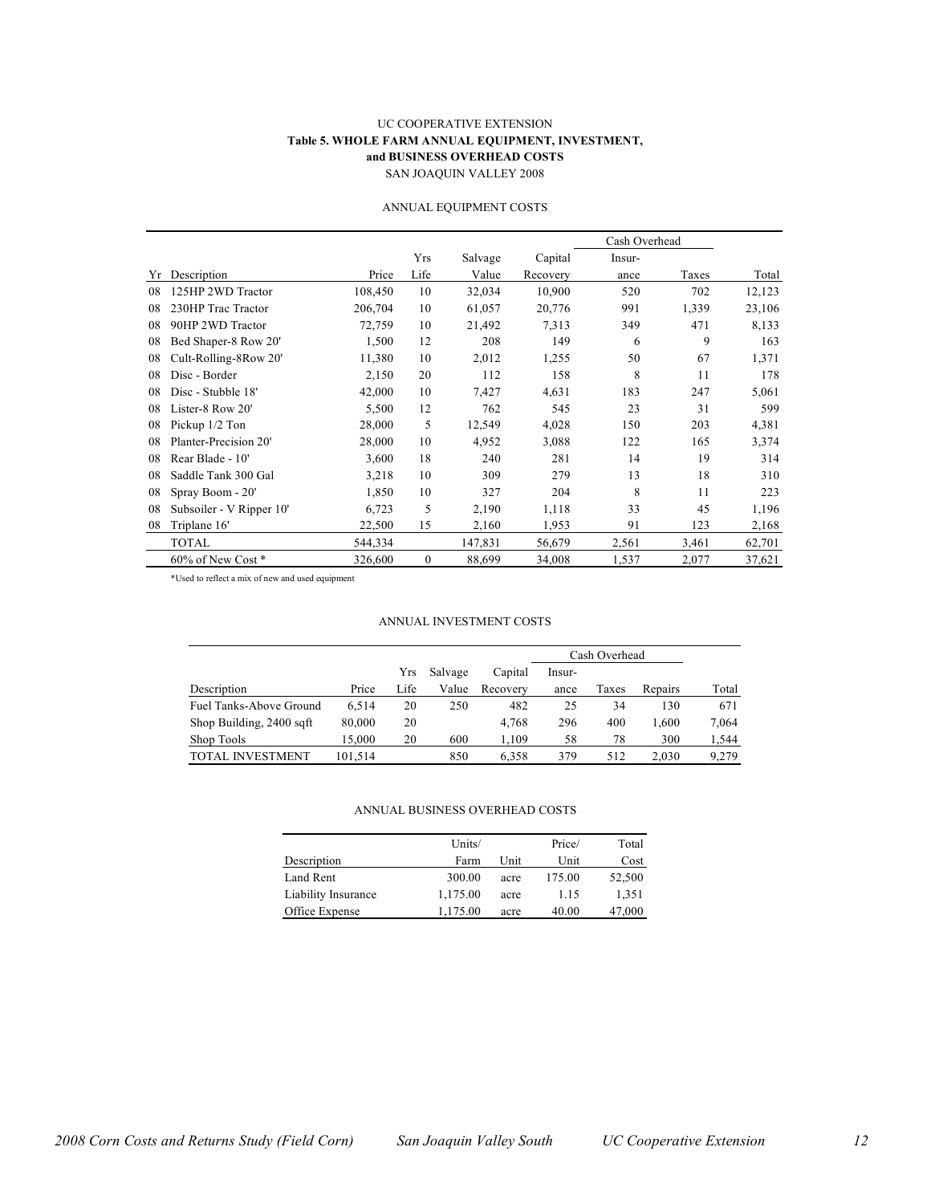UC COOPERATIVE EXTENSION

**Table 5. WHOLE FARM ANNUAL EQUIPMENT, INVESTMENT, and BUSINESS OVERHEAD COSTS**

SAN JOAQUIN VALLEY 2008

ANNUAL EQUIPMENT COSTS

| | | | | | | Cash Overhead | | |
|---|---|---|---|---|---|---|---|---|
| Yr | Description | Price | Yrs Life | Salvage Value | Capital Recovery | Insur-ance | Taxes | Total |
| 08 | 125HP 2WD Tractor | 108,450 | 10 | 32,034 | 10,900 | 520 | 702 | 12,123 |
| 08 | 230HP Trac Tractor | 206,704 | 10 | 61,057 | 20,776 | 991 | 1,339 | 23,106 |
| 08 | 90HP 2WD Tractor | 72,759 | 10 | 21,492 | 7,313 | 349 | 471 | 8,133 |
| 08 | Bed Shaper-8 Row 20' | 1,500 | 12 | 208 | 149 | 6 | 9 | 163 |
| 08 | Cult-Rolling-8Row 20' | 11,380 | 10 | 2,012 | 1,255 | 50 | 67 | 1,371 |
| 08 | Disc - Border | 2,150 | 20 | 112 | 158 | 8 | 11 | 178 |
| 08 | Disc - Stubble 18' | 42,000 | 10 | 7,427 | 4,631 | 183 | 247 | 5,061 |
| 08 | Lister-8 Row 20' | 5,500 | 12 | 762 | 545 | 23 | 31 | 599 |
| 08 | Pickup 1/2 Ton | 28,000 | 5 | 12,549 | 4,028 | 150 | 203 | 4,381 |
| 08 | Planter-Precision 20' | 28,000 | 10 | 4,952 | 3,088 | 122 | 165 | 3,374 |
| 08 | Rear Blade - 10' | 3,600 | 18 | 240 | 281 | 14 | 19 | 314 |
| 08 | Saddle Tank 300 Gal | 3,218 | 10 | 309 | 279 | 13 | 18 | 310 |
| 08 | Spray Boom - 20' | 1,850 | 10 | 327 | 204 | 8 | 11 | 223 |
| 08 | Subsoiler - V Ripper 10' | 6,723 | 5 | 2,190 | 1,118 | 33 | 45 | 1,196 |
| 08 | Triplane 16' | 22,500 | 15 | 2,160 | 1,953 | 91 | 123 | 2,168 |
| | TOTAL | 544,334 | | 147,831 | 56,679 | 2,561 | 3,461 | 62,701 |
| | 60% of New Cost * | 326,600 | 0 | 88,699 | 34,008 | 1,537 | 2,077 | 37,621 |

*Used to reflect a mix of new and used equipment

ANNUAL INVESTMENT COSTS

| | | | | | Cash Overhead | | | |
|---|---|---|---|---|---|---|---|---|
| Description | Price | Yrs Life | Salvage Value | Capital Recovery | Insur-ance | Taxes | Repairs | Total |
| Fuel Tanks-Above Ground | 6,514 | 20 | 250 | 482 | 25 | 34 | 130 | 671 |
| Shop Building, 2400 sqft | 80,000 | 20 | | 4,768 | 296 | 400 | 1,600 | 7,064 |
| Shop Tools | 15,000 | 20 | 600 | 1,109 | 58 | 78 | 300 | 1,544 |
| TOTAL INVESTMENT | 101,514 | | 850 | 6,358 | 379 | 512 | 2,030 | 9,279 |

ANNUAL BUSINESS OVERHEAD COSTS

| Description | Units/ Farm | Unit | Price/ Unit | Total Cost |
|---|---|---|---|---|
| Land Rent | 300.00 | acre | 175.00 | 52,500 |
| Liability Insurance | 1,175.00 | acre | 1.15 | 1,351 |
| Office Expense | 1,175.00 | acre | 40.00 | 47,000 |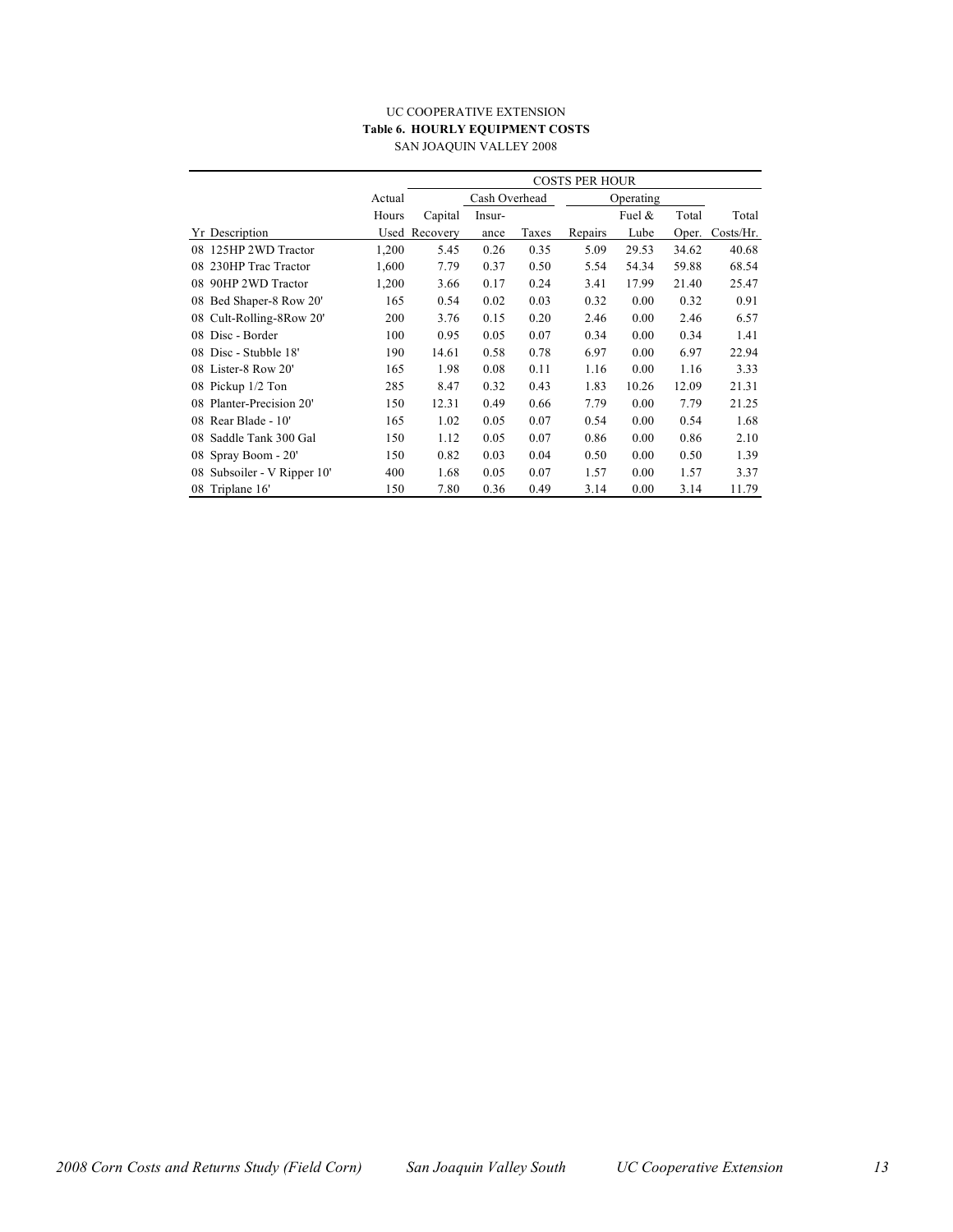UC COOPERATIVE EXTENSION

**Table 6. HOURLY EQUIPMENT COSTS**

SAN JOAQUIN VALLEY 2008

| | | COSTS PER HOUR | | | | | | |
|---|---|---|---|---|---|---|---|---|
| | Actual | | Cash Overhead | | Operating | | | |
| | Hours | Capital | Insur- | | | Fuel & | Total | Total |
| Yr Description | Used | Recovery | ance | Taxes | Repairs | Lube | Oper. | Costs/Hr. |
| 08 125HP 2WD Tractor | 1,200 | 5.45 | 0.26 | 0.35 | 5.09 | 29.53 | 34.62 | 40.68 |
| 08 230HP Trac Tractor | 1,600 | 7.79 | 0.37 | 0.50 | 5.54 | 54.34 | 59.88 | 68.54 |
| 08 90HP 2WD Tractor | 1,200 | 3.66 | 0.17 | 0.24 | 3.41 | 17.99 | 21.40 | 25.47 |
| 08 Bed Shaper-8 Row 20' | 165 | 0.54 | 0.02 | 0.03 | 0.32 | 0.00 | 0.32 | 0.91 |
| 08 Cult-Rolling-8Row 20' | 200 | 3.76 | 0.15 | 0.20 | 2.46 | 0.00 | 2.46 | 6.57 |
| 08 Disc - Border | 100 | 0.95 | 0.05 | 0.07 | 0.34 | 0.00 | 0.34 | 1.41 |
| 08 Disc - Stubble 18' | 190 | 14.61 | 0.58 | 0.78 | 6.97 | 0.00 | 6.97 | 22.94 |
| 08 Lister-8 Row 20' | 165 | 1.98 | 0.08 | 0.11 | 1.16 | 0.00 | 1.16 | 3.33 |
| 08 Pickup 1/2 Ton | 285 | 8.47 | 0.32 | 0.43 | 1.83 | 10.26 | 12.09 | 21.31 |
| 08 Planter-Precision 20' | 150 | 12.31 | 0.49 | 0.66 | 7.79 | 0.00 | 7.79 | 21.25 |
| 08 Rear Blade - 10' | 165 | 1.02 | 0.05 | 0.07 | 0.54 | 0.00 | 0.54 | 1.68 |
| 08 Saddle Tank 300 Gal | 150 | 1.12 | 0.05 | 0.07 | 0.86 | 0.00 | 0.86 | 2.10 |
| 08 Spray Boom - 20' | 150 | 0.82 | 0.03 | 0.04 | 0.50 | 0.00 | 0.50 | 1.39 |
| 08 Subsoiler - V Ripper 10' | 400 | 1.68 | 0.05 | 0.07 | 1.57 | 0.00 | 1.57 | 3.37 |
| 08 Triplane 16' | 150 | 7.80 | 0.36 | 0.49 | 3.14 | 0.00 | 3.14 | 11.79 |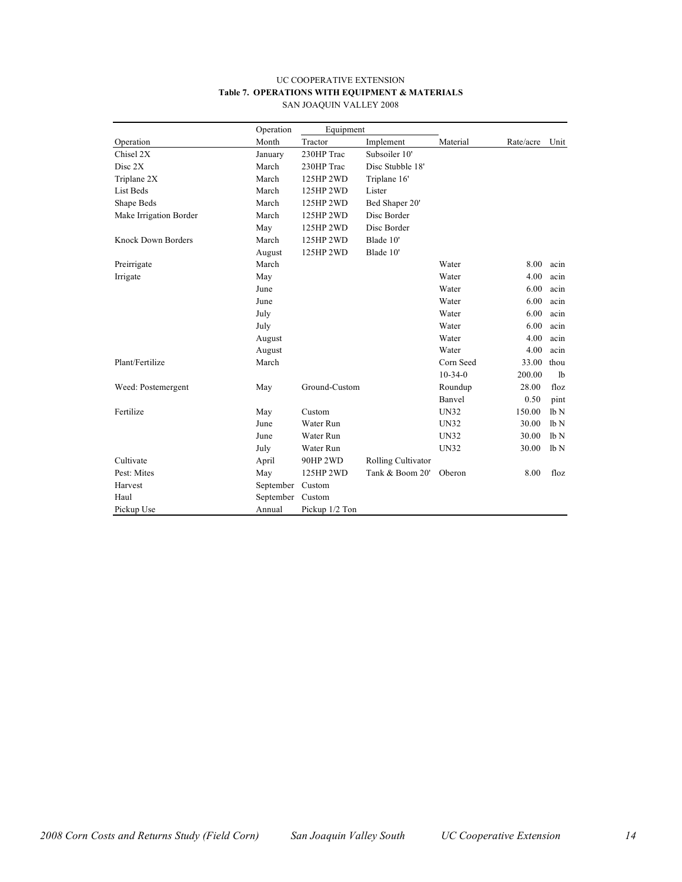UC COOPERATIVE EXTENSION

**Table 7. OPERATIONS WITH EQUIPMENT & MATERIALS**

SAN JOAQUIN VALLEY 2008

| | Operation | Equipment | | | | |
|---|---|---|---|---|---|---|
| Operation | Month | Tractor | Implement | Material | Rate/acre | Unit |
| Chisel 2X | January | 230HP Trac | Subsoiler 10' | | | |
| Disc 2X | March | 230HP Trac | Disc Stubble 18' | | | |
| Triplane 2X | March | 125HP 2WD | Triplane 16' | | | |
| List Beds | March | 125HP 2WD | Lister | | | |
| Shape Beds | March | 125HP 2WD | Bed Shaper 20' | | | |
| Make Irrigation Border | March | 125HP 2WD | Disc Border | | | |
| | May | 125HP 2WD | Disc Border | | | |
| Knock Down Borders | March | 125HP 2WD | Blade 10' | | | |
| | August | 125HP 2WD | Blade 10' | | | |
| Preirrigate | March | | | Water | 8.00 | acin |
| Irrigate | May | | | Water | 4.00 | acin |
| | June | | | Water | 6.00 | acin |
| | June | | | Water | 6.00 | acin |
| | July | | | Water | 6.00 | acin |
| | July | | | Water | 6.00 | acin |
| | August | | | Water | 4.00 | acin |
| | August | | | Water | 4.00 | acin |
| Plant/Fertilize | March | | | Corn Seed | 33.00 | thou |
| | | | | 10-34-0 | 200.00 | lb |
| Weed: Postemergent | May | Ground-Custom | | Roundup | 28.00 | floz |
| | | | | Banvel | 0.50 | pint |
| Fertilize | May | Custom | | UN32 | 150.00 | lb N |
| | June | Water Run | | UN32 | 30.00 | lb N |
| | June | Water Run | | UN32 | 30.00 | lb N |
| | July | Water Run | | UN32 | 30.00 | lb N |
| Cultivate | April | 90HP 2WD | Rolling Cultivator | | | |
| Pest: Mites | May | 125HP 2WD | Tank & Boom 20' | Oberon | 8.00 | floz |
| Harvest | September | Custom | | | | |
| Haul | September | Custom | | | | |
| Pickup Use | Annual | Pickup 1/2 Ton | | | | |